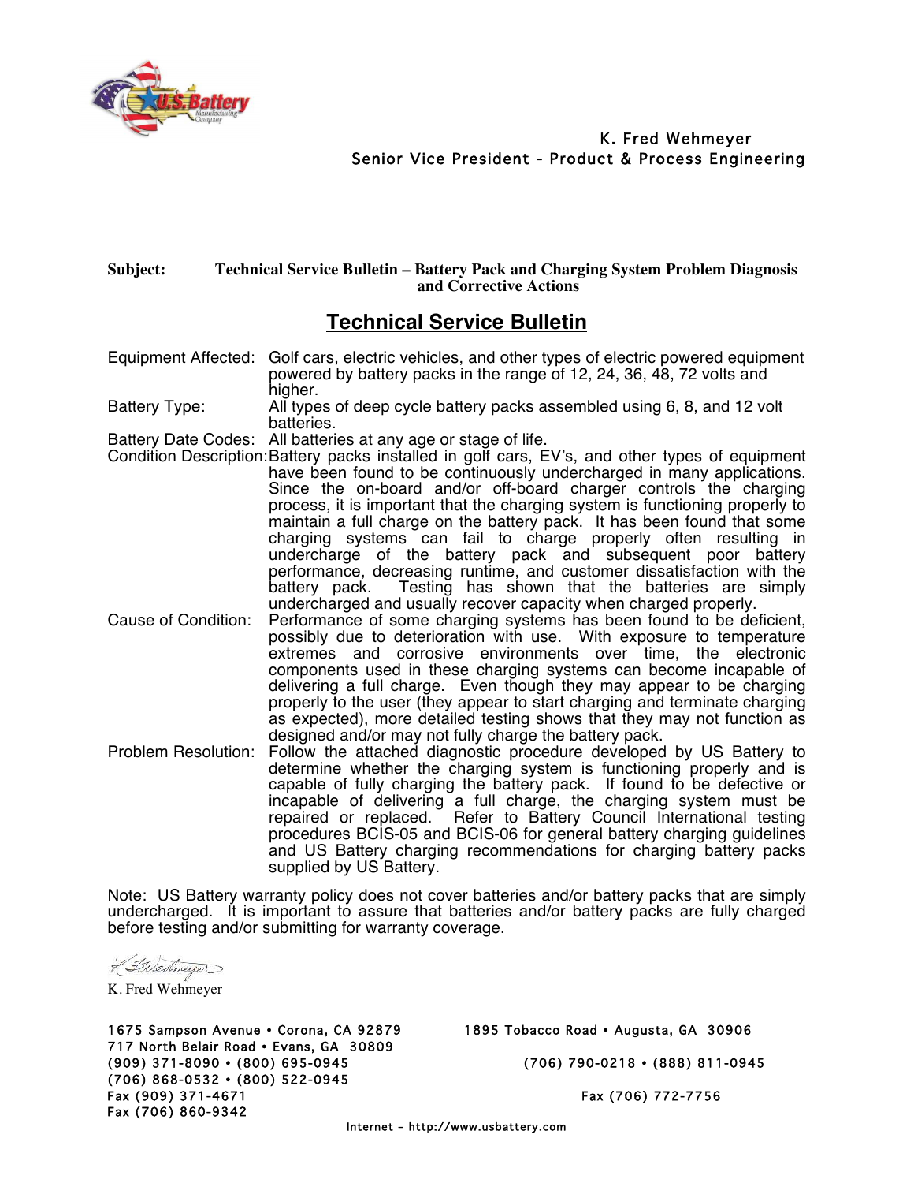K. Fred Wehmeyer
Senior Vice President - Product & Process Engineering

**Subject:** **Technical Service Bulletin – Battery Pack and Charging System Problem Diagnosis and Corrective Actions**

## Technical Service Bulletin

**Equipment Affected:** Golf cars, electric vehicles, and other types of electric powered equipment powered by battery packs in the range of 12, 24, 36, 48, 72 volts and higher.

**Battery Type:** All types of deep cycle battery packs assembled using 6, 8, and 12 volt batteries.

**Battery Date Codes:** All batteries at any age or stage of life.

**Condition Description:** Battery packs installed in golf cars, EV's, and other types of equipment have been found to be continuously undercharged in many applications. Since the on-board and/or off-board charger controls the charging process, it is important that the charging system is functioning properly to maintain a full charge on the battery pack. It has been found that some charging systems can fail to charge properly often resulting in undercharge of the battery pack and subsequent poor battery performance, decreasing runtime, and customer dissatisfaction with the battery pack. Testing has shown that the batteries are simply undercharged and usually recover capacity when charged properly.

**Cause of Condition:** Performance of some charging systems has been found to be deficient, possibly due to deterioration with use. With exposure to temperature extremes and corrosive environments over time, the electronic components used in these charging systems can become incapable of delivering a full charge. Even though they may appear to be charging properly to the user (they appear to start charging and terminate charging as expected), more detailed testing shows that they may not function as designed and/or may not fully charge the battery pack.

**Problem Resolution:** Follow the attached diagnostic procedure developed by US Battery to determine whether the charging system is functioning properly and is capable of fully charging the battery pack. If found to be defective or incapable of delivering a full charge, the charging system must be repaired or replaced. Refer to Battery Council International testing procedures BCIS-05 and BCIS-06 for general battery charging guidelines and US Battery charging recommendations for charging battery packs supplied by US Battery.

Note: US Battery warranty policy does not cover batteries and/or battery packs that are simply undercharged. It is important to assure that batteries and/or battery packs are fully charged before testing and/or submitting for warranty coverage.

K. Fred Wehmeyer

1675 Sampson Avenue • Corona, CA 92879
(909) 371-8090 • (800) 695-0945
Fax (909) 371-4671

1895 Tobacco Road • Augusta, GA 30906
(706) 790-0218 • (888) 811-0945
Fax (706) 772-7756

717 North Belair Road • Evans, GA 30809
(706) 868-0532 • (800) 522-0945
Fax (706) 860-9342

Internet – http://www.usbattery.com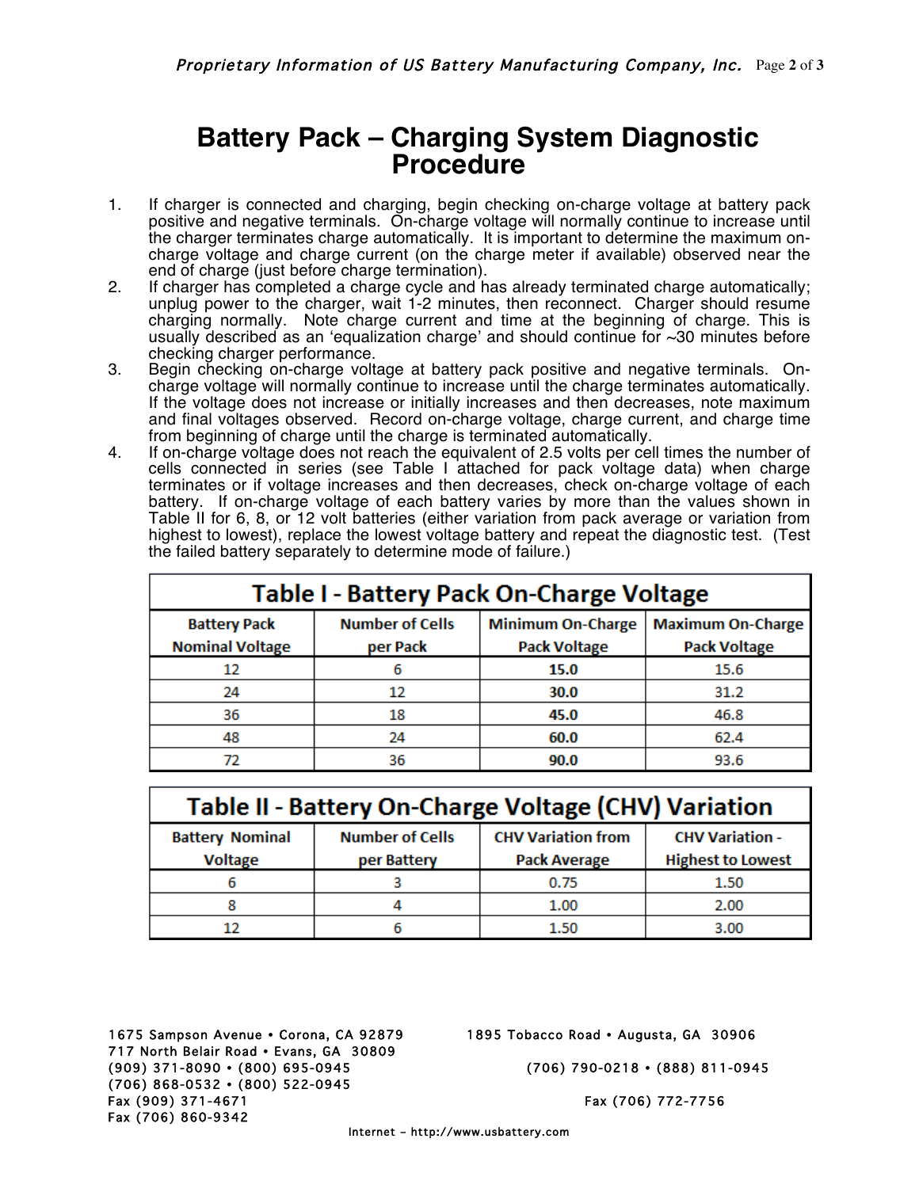# Battery Pack – Charging System Diagnostic Procedure

1. If charger is connected and charging, begin checking on-charge voltage at battery pack positive and negative terminals. On-charge voltage will normally continue to increase until the charger terminates charge automatically. It is important to determine the maximum on-charge voltage and charge current (on the charge meter if available) observed near the end of charge (just before charge termination).
2. If charger has completed a charge cycle and has already terminated charge automatically; unplug power to the charger, wait 1-2 minutes, then reconnect. Charger should resume charging normally. Note charge current and time at the beginning of charge. This is usually described as an 'equalization charge' and should continue for ~30 minutes before checking charger performance.
3. Begin checking on-charge voltage at battery pack positive and negative terminals. On-charge voltage will normally continue to increase until the charge terminates automatically. If the voltage does not increase or initially increases and then decreases, note maximum and final voltages observed. Record on-charge voltage, charge current, and charge time from beginning of charge until the charge is terminated automatically.
4. If on-charge voltage does not reach the equivalent of 2.5 volts per cell times the number of cells connected in series (see Table I attached for pack voltage data) when charge terminates or if voltage increases and then decreases, check on-charge voltage of each battery. If on-charge voltage of each battery varies by more than the values shown in Table II for 6, 8, or 12 volt batteries (either variation from pack average or variation from highest to lowest), replace the lowest voltage battery and repeat the diagnostic test. (Test the failed battery separately to determine mode of failure.)

**Table I - Battery Pack On-Charge Voltage**

| Battery Pack Nominal Voltage | Number of Cells per Pack | Minimum On-Charge Pack Voltage | Maximum On-Charge Pack Voltage |
|---|---|---|---|
| 12 | 6 | **15.0** | 15.6 |
| 24 | 12 | **30.0** | 31.2 |
| 36 | 18 | **45.0** | 46.8 |
| 48 | 24 | **60.0** | 62.4 |
| 72 | 36 | **90.0** | 93.6 |

**Table II - Battery On-Charge Voltage (CHV) Variation**

| Battery Nominal Voltage | Number of Cells per Battery | CHV Variation from Pack Average | CHV Variation - Highest to Lowest |
|---|---|---|---|
| 6 | 3 | 0.75 | 1.50 |
| 8 | 4 | 1.00 | 2.00 |
| 12 | 6 | 1.50 | 3.00 |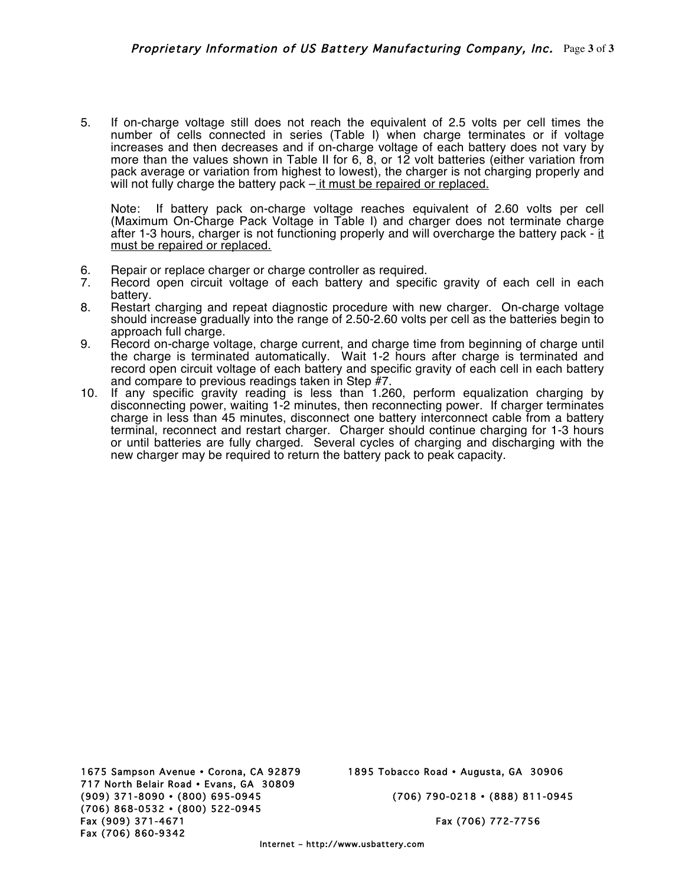5. If on-charge voltage still does not reach the equivalent of 2.5 volts per cell times the number of cells connected in series (Table I) when charge terminates or if voltage increases and then decreases and if on-charge voltage of each battery does not vary by more than the values shown in Table II for 6, 8, or 12 volt batteries (either variation from pack average or variation from highest to lowest), the charger is not charging properly and will not fully charge the battery pack – it must be repaired or replaced.

   Note: If battery pack on-charge voltage reaches equivalent of 2.60 volts per cell (Maximum On-Charge Pack Voltage in Table I) and charger does not terminate charge after 1-3 hours, charger is not functioning properly and will overcharge the battery pack - it must be repaired or replaced.

6. Repair or replace charger or charge controller as required.
7. Record open circuit voltage of each battery and specific gravity of each cell in each battery.
8. Restart charging and repeat diagnostic procedure with new charger. On-charge voltage should increase gradually into the range of 2.50-2.60 volts per cell as the batteries begin to approach full charge.
9. Record on-charge voltage, charge current, and charge time from beginning of charge until the charge is terminated automatically. Wait 1-2 hours after charge is terminated and record open circuit voltage of each battery and specific gravity of each cell in each battery and compare to previous readings taken in Step #7.
10. If any specific gravity reading is less than 1.260, perform equalization charging by disconnecting power, waiting 1-2 minutes, then reconnecting power. If charger terminates charge in less than 45 minutes, disconnect one battery interconnect cable from a battery terminal, reconnect and restart charger. Charger should continue charging for 1-3 hours or until batteries are fully charged. Several cycles of charging and discharging with the new charger may be required to return the battery pack to peak capacity.

1675 Sampson Avenue • Corona, CA 92879
717 North Belair Road • Evans, GA 30809
(909) 371-8090 • (800) 695-0945
(706) 868-0532 • (800) 522-0945
Fax (909) 371-4671
Fax (706) 860-9342

1895 Tobacco Road • Augusta, GA 30906
(706) 790-0218 • (888) 811-0945
Fax (706) 772-7756

Internet – http://www.usbattery.com